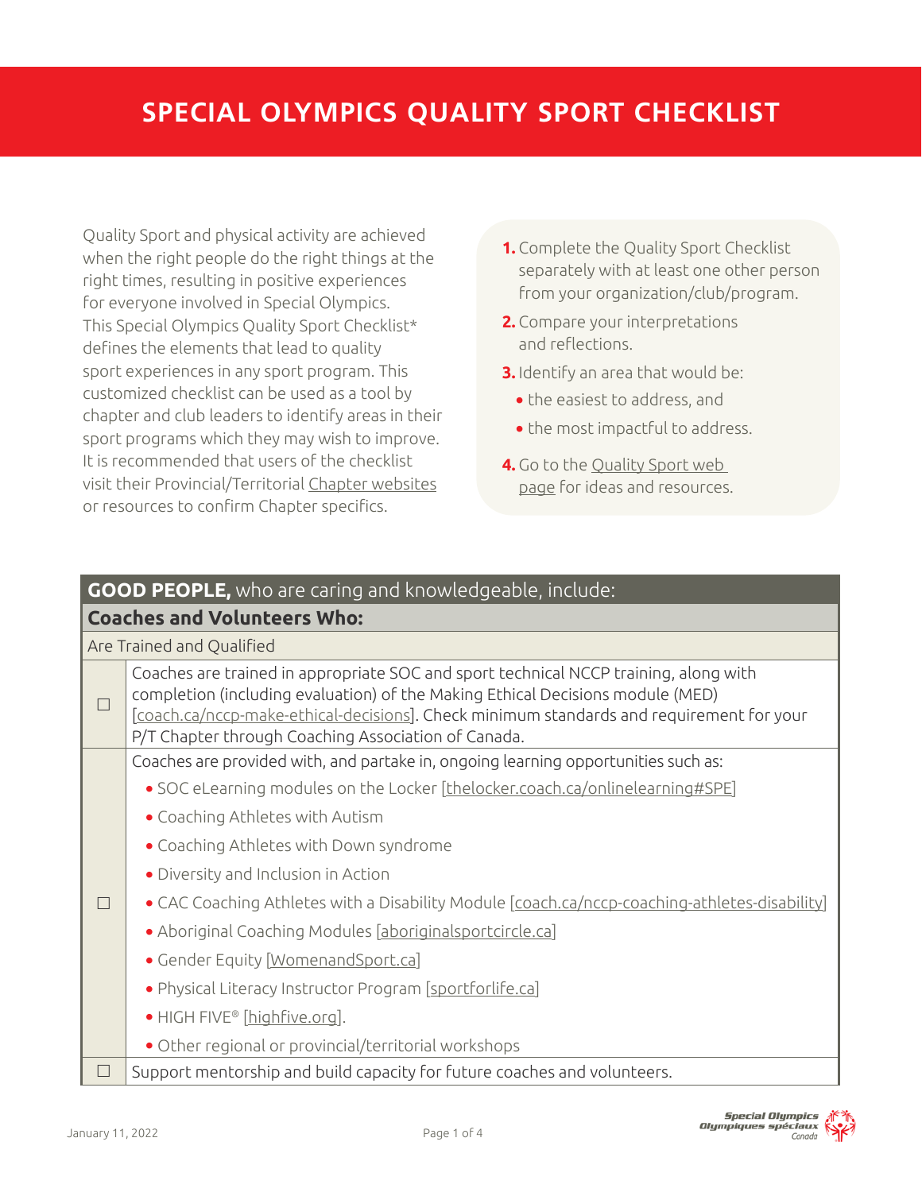# SPECIAL OLYMPICS QUALITY SPORT CHECKLIST

Quality Sport and physical activity are achieved when the right people do the right things at the right times, resulting in positive experiences for everyone involved in Special Olympics. This Special Olympics Quality Sport Checklist* defines the elements that lead to quality sport experiences in any sport program. This customized checklist can be used as a tool by chapter and club leaders to identify areas in their sport programs which they may wish to improve. It is recommended that users of the checklist visit their Provincial/Territorial Chapter websites or resources to confirm Chapter specifics.

1. Complete the Quality Sport Checklist separately with at least one other person from your organization/club/program.
2. Compare your interpretations and reflections.
3. Identify an area that would be:
   - the easiest to address, and
   - the most impactful to address.
4. Go to the Quality Sport web page for ideas and resources.

| **GOOD PEOPLE,** who are caring and knowledgeable, include: | |
|---|---|
| **Coaches and Volunteers Who:** | |
| Are Trained and Qualified | |
| ☐ | Coaches are trained in appropriate SOC and sport technical NCCP training, along with completion (including evaluation) of the Making Ethical Decisions module (MED) [coach.ca/nccp-make-ethical-decisions]. Check minimum standards and requirement for your P/T Chapter through Coaching Association of Canada. |
| ☐ | Coaches are provided with, and partake in, ongoing learning opportunities such as:<br>• SOC eLearning modules on the Locker [thelocker.coach.ca/onlinelearning#SPE]<br>• Coaching Athletes with Autism<br>• Coaching Athletes with Down syndrome<br>• Diversity and Inclusion in Action<br>• CAC Coaching Athletes with a Disability Module [coach.ca/nccp-coaching-athletes-disability]<br>• Aboriginal Coaching Modules [aboriginalsportcircle.ca]<br>• Gender Equity [WomenandSport.ca]<br>• Physical Literacy Instructor Program [sportforlife.ca]<br>• HIGH FIVE® [highfive.org].<br>• Other regional or provincial/territorial workshops |
| ☐ | Support mentorship and build capacity for future coaches and volunteers. |

January 11, 2022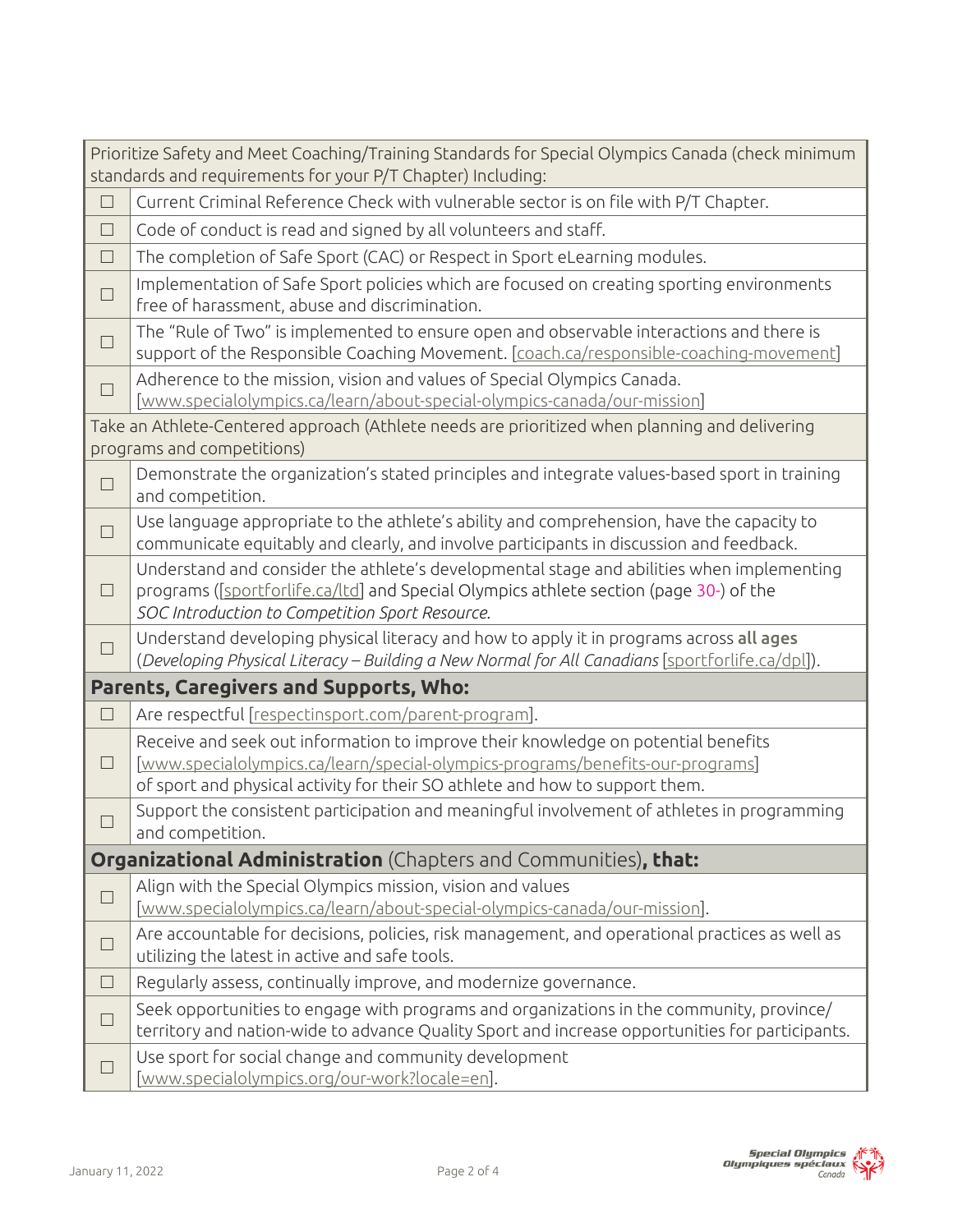| ☐ | Prioritize Safety and Meet Coaching/Training Standards for Special Olympics Canada (check minimum standards and requirements for your P/T Chapter) Including: |
|---|---|
| ☐ | Current Criminal Reference Check with vulnerable sector is on file with P/T Chapter. |
| ☐ | Code of conduct is read and signed by all volunteers and staff. |
| ☐ | The completion of Safe Sport (CAC) or Respect in Sport eLearning modules. |
| ☐ | Implementation of Safe Sport policies which are focused on creating sporting environments free of harassment, abuse and discrimination. |
| ☐ | The "Rule of Two" is implemented to ensure open and observable interactions and there is support of the Responsible Coaching Movement. [coach.ca/responsible-coaching-movement] |
| ☐ | Adherence to the mission, vision and values of Special Olympics Canada. [www.specialolympics.ca/learn/about-special-olympics-canada/our-mission] |
| | Take an Athlete-Centered approach (Athlete needs are prioritized when planning and delivering programs and competitions) |
| ☐ | Demonstrate the organization's stated principles and integrate values-based sport in training and competition. |
| ☐ | Use language appropriate to the athlete's ability and comprehension, have the capacity to communicate equitably and clearly, and involve participants in discussion and feedback. |
| ☐ | Understand and consider the athlete's developmental stage and abilities when implementing programs ([sportforlife.ca/ltd] and Special Olympics athlete section (page 30-) of the *SOC Introduction to Competition Sport Resource*. |
| ☐ | Understand developing physical literacy and how to apply it in programs across **all ages** (*Developing Physical Literacy – Building a New Normal for All Canadians* [sportforlife.ca/dpl]). |
| | **Parents, Caregivers and Supports, Who:** |
| ☐ | Are respectful [respectinsport.com/parent-program]. |
| ☐ | Receive and seek out information to improve their knowledge on potential benefits [www.specialolympics.ca/learn/special-olympics-programs/benefits-our-programs] of sport and physical activity for their SO athlete and how to support them. |
| ☐ | Support the consistent participation and meaningful involvement of athletes in programming and competition. |
| | **Organizational Administration** (Chapters and Communities)**, that:** |
| ☐ | Align with the Special Olympics mission, vision and values [www.specialolympics.ca/learn/about-special-olympics-canada/our-mission]. |
| ☐ | Are accountable for decisions, policies, risk management, and operational practices as well as utilizing the latest in active and safe tools. |
| ☐ | Regularly assess, continually improve, and modernize governance. |
| ☐ | Seek opportunities to engage with programs and organizations in the community, province/territory and nation-wide to advance Quality Sport and increase opportunities for participants. |
| ☐ | Use sport for social change and community development [www.specialolympics.org/our-work?locale=en]. |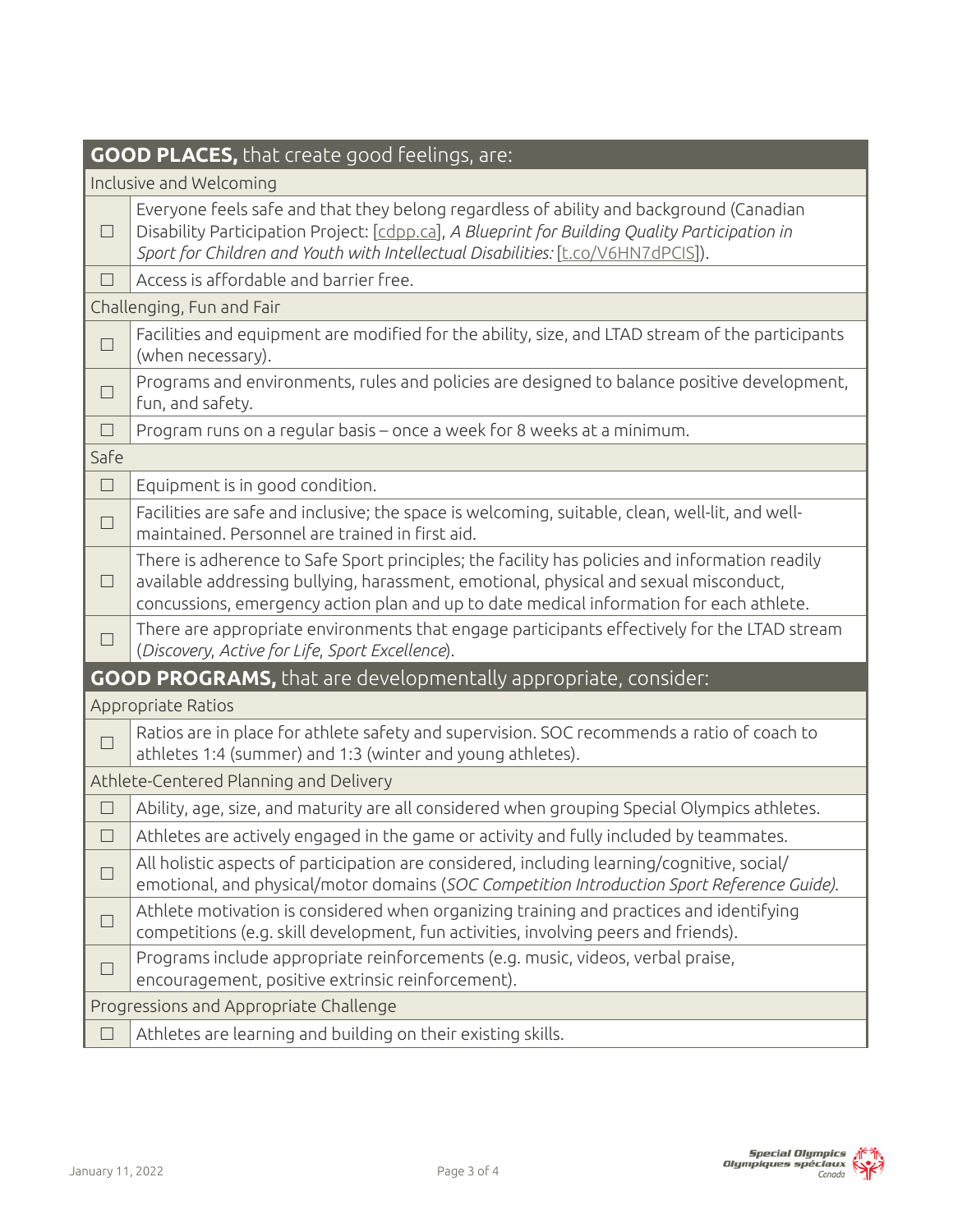| **GOOD PLACES,** that create good feelings, are: | |
|---|---|
| Inclusive and Welcoming | |
| ☐ | Everyone feels safe and that they belong regardless of ability and background (Canadian Disability Participation Project: [cdpp.ca], *A Blueprint for Building Quality Participation in Sport for Children and Youth with Intellectual Disabilities:* [t.co/V6HN7dPCIS]). |
| ☐ | Access is affordable and barrier free. |
| Challenging, Fun and Fair | |
| ☐ | Facilities and equipment are modified for the ability, size, and LTAD stream of the participants (when necessary). |
| ☐ | Programs and environments, rules and policies are designed to balance positive development, fun, and safety. |
| ☐ | Program runs on a regular basis – once a week for 8 weeks at a minimum. |
| Safe | |
| ☐ | Equipment is in good condition. |
| ☐ | Facilities are safe and inclusive; the space is welcoming, suitable, clean, well-lit, and well-maintained. Personnel are trained in first aid. |
| ☐ | There is adherence to Safe Sport principles; the facility has policies and information readily available addressing bullying, harassment, emotional, physical and sexual misconduct, concussions, emergency action plan and up to date medical information for each athlete. |
| ☐ | There are appropriate environments that engage participants effectively for the LTAD stream (*Discovery*, *Active for Life*, *Sport Excellence*). |
| **GOOD PROGRAMS,** that are developmentally appropriate, consider: | |
| Appropriate Ratios | |
| ☐ | Ratios are in place for athlete safety and supervision. SOC recommends a ratio of coach to athletes 1:4 (summer) and 1:3 (winter and young athletes). |
| Athlete-Centered Planning and Delivery | |
| ☐ | Ability, age, size, and maturity are all considered when grouping Special Olympics athletes. |
| ☐ | Athletes are actively engaged in the game or activity and fully included by teammates. |
| ☐ | All holistic aspects of participation are considered, including learning/cognitive, social/emotional, and physical/motor domains (*SOC Competition Introduction Sport Reference Guide)*. |
| ☐ | Athlete motivation is considered when organizing training and practices and identifying competitions (e.g. skill development, fun activities, involving peers and friends). |
| ☐ | Programs include appropriate reinforcements (e.g. music, videos, verbal praise, encouragement, positive extrinsic reinforcement). |
| Progressions and Appropriate Challenge | |
| ☐ | Athletes are learning and building on their existing skills. |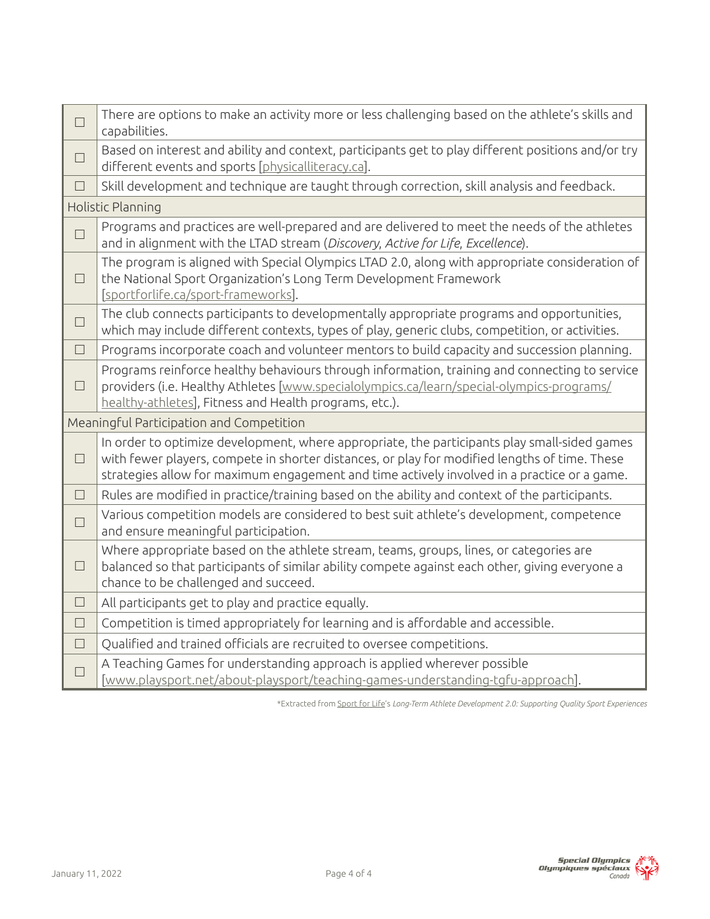| | |
|---|---|
| ☐ | There are options to make an activity more or less challenging based on the athlete's skills and capabilities. |
| ☐ | Based on interest and ability and context, participants get to play different positions and/or try different events and sports [physicalliteracy.ca]. |
| ☐ | Skill development and technique are taught through correction, skill analysis and feedback. |
| Holistic Planning | |
| ☐ | Programs and practices are well-prepared and are delivered to meet the needs of the athletes and in alignment with the LTAD stream (*Discovery*, *Active for Life*, *Excellence*). |
| ☐ | The program is aligned with Special Olympics LTAD 2.0, along with appropriate consideration of the National Sport Organization's Long Term Development Framework [sportforlife.ca/sport-frameworks]. |
| ☐ | The club connects participants to developmentally appropriate programs and opportunities, which may include different contexts, types of play, generic clubs, competition, or activities. |
| ☐ | Programs incorporate coach and volunteer mentors to build capacity and succession planning. |
| ☐ | Programs reinforce healthy behaviours through information, training and connecting to service providers (i.e. Healthy Athletes [www.specialolympics.ca/learn/special-olympics-programs/healthy-athletes], Fitness and Health programs, etc.). |
| Meaningful Participation and Competition | |
| ☐ | In order to optimize development, where appropriate, the participants play small-sided games with fewer players, compete in shorter distances, or play for modified lengths of time. These strategies allow for maximum engagement and time actively involved in a practice or a game. |
| ☐ | Rules are modified in practice/training based on the ability and context of the participants. |
| ☐ | Various competition models are considered to best suit athlete's development, competence and ensure meaningful participation. |
| ☐ | Where appropriate based on the athlete stream, teams, groups, lines, or categories are balanced so that participants of similar ability compete against each other, giving everyone a chance to be challenged and succeed. |
| ☐ | All participants get to play and practice equally. |
| ☐ | Competition is timed appropriately for learning and is affordable and accessible. |
| ☐ | Qualified and trained officials are recruited to oversee competitions. |
| ☐ | A Teaching Games for understanding approach is applied wherever possible [www.playsport.net/about-playsport/teaching-games-understanding-tgfu-approach]. |

*Extracted from Sport for Life's *Long-Term Athlete Development 2.0: Supporting Quality Sport Experiences*